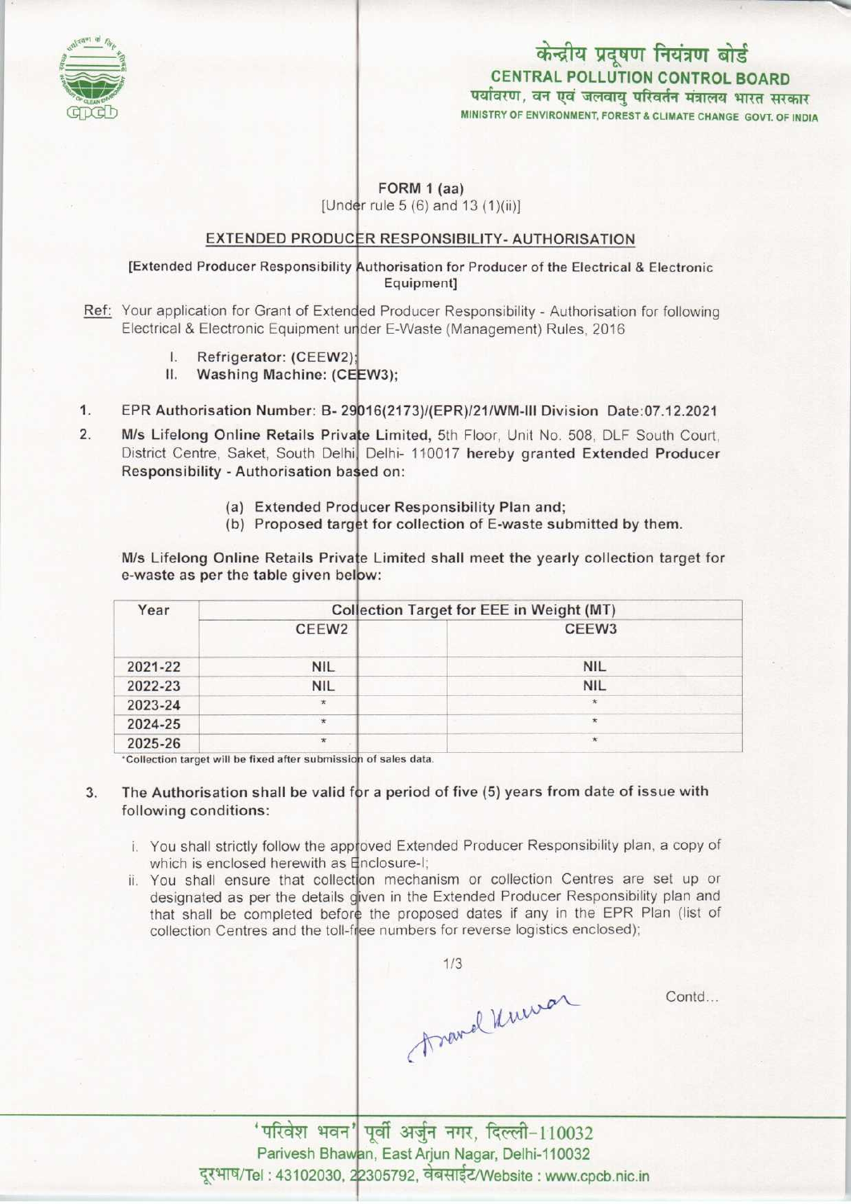# केन्द्रीय प्रदूषण नियंत्रण बोर्ड
## CENTRAL POLLUTION CONTROL BOARD
पर्यावरण, वन एवं जलवायु परिवर्तन मंत्रालय भारत सरकार
MINISTRY OF ENVIRONMENT, FOREST & CLIMATE CHANGE GOVT. OF INDIA

### FORM 1 (aa)
[Under rule 5 (6) and 13 (1)(ii)]

### EXTENDED PRODUCER RESPONSIBILITY- AUTHORISATION

[Extended Producer Responsibility Authorisation for Producer of the Electrical & Electronic Equipment]

Ref: Your application for Grant of Extended Producer Responsibility - Authorisation for following Electrical & Electronic Equipment under E-Waste (Management) Rules, 2016

I. **Refrigerator: (CEEW2);**
II. **Washing Machine: (CEEW3);**

1. EPR Authorisation Number: B- 29016(2173)/(EPR)/21/WM-III Division Date:07.12.2021

2. **M/s Lifelong Online Retails Private Limited,** 5th Floor, Unit No. 508, DLF South Court, District Centre, Saket, South Delhi, Delhi- 110017 **hereby granted Extended Producer Responsibility - Authorisation based on:**

   (a) **Extended Producer Responsibility Plan and;**
   (b) **Proposed target for collection of E-waste submitted by them.**

**M/s Lifelong Online Retails Private Limited shall meet the yearly collection target for e-waste as per the table given below:**

| Year | Collection Target for EEE in Weight (MT) | |
|---|---|---|
| | CEEW2 | CEEW3 |
| 2021-22 | NIL | NIL |
| 2022-23 | NIL | NIL |
| 2023-24 | * | * |
| 2024-25 | * | * |
| 2025-26 | * | * |

*Collection target will be fixed after submission of sales data.

3. **The Authorisation shall be valid for a period of five (5) years from date of issue with following conditions:**

   i. You shall strictly follow the approved Extended Producer Responsibility plan, a copy of which is enclosed herewith as Enclosure-I;
   ii. You shall ensure that collection mechanism or collection Centres are set up or designated as per the details given in the Extended Producer Responsibility plan and that shall be completed before the proposed dates if any in the EPR Plan (list of collection Centres and the toll-free numbers for reverse logistics enclosed);

Contd...

'परिवेश भवन' पूर्वी अर्जुन नगर, दिल्ली-110032
Parivesh Bhawan, East Arjun Nagar, Delhi-110032
दूरभाष/Tel : 43102030, 22305792, वेबसाईट/Website : www.cpcb.nic.in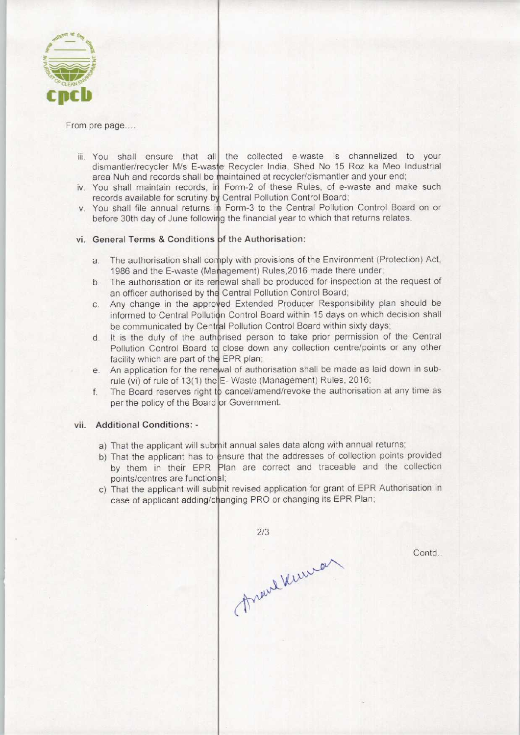From pre page....

iii. You shall ensure that all the collected e-waste is channelized to your dismantler/recycler M/s E-waste Recycler India, Shed No 15 Roz ka Meo Industrial area Nuh and records shall be maintained at recycler/dismantler and your end;

iv. You shall maintain records, in Form-2 of these Rules, of e-waste and make such records available for scrutiny by Central Pollution Control Board;

v. You shall file annual returns in Form-3 to the Central Pollution Control Board on or before 30th day of June following the financial year to which that returns relates.

vi. **General Terms & Conditions of the Authorisation:**

a. The authorisation shall comply with provisions of the Environment (Protection) Act, 1986 and the E-waste (Management) Rules,2016 made there under;

b. The authorisation or its renewal shall be produced for inspection at the request of an officer authorised by the Central Pollution Control Board;

c. Any change in the approved Extended Producer Responsibility plan should be informed to Central Pollution Control Board within 15 days on which decision shall be communicated by Central Pollution Control Board within sixty days;

d. It is the duty of the authorised person to take prior permission of the Central Pollution Control Board to close down any collection centre/points or any other facility which are part of the EPR plan;

e. An application for the renewal of authorisation shall be made as laid down in sub-rule (vi) of rule of 13(1) the E- Waste (Management) Rules, 2016;

f. The Board reserves right to cancel/amend/revoke the authorisation at any time as per the policy of the Board or Government.

vii. **Additional Conditions: -**

a) That the applicant will submit annual sales data along with annual returns;

b) That the applicant has to ensure that the addresses of collection points provided by them in their EPR Plan are correct and traceable and the collection points/centres are functional;

c) That the applicant will submit revised application for grant of EPR Authorisation in case of applicant adding/changing PRO or changing its EPR Plan;

Contd..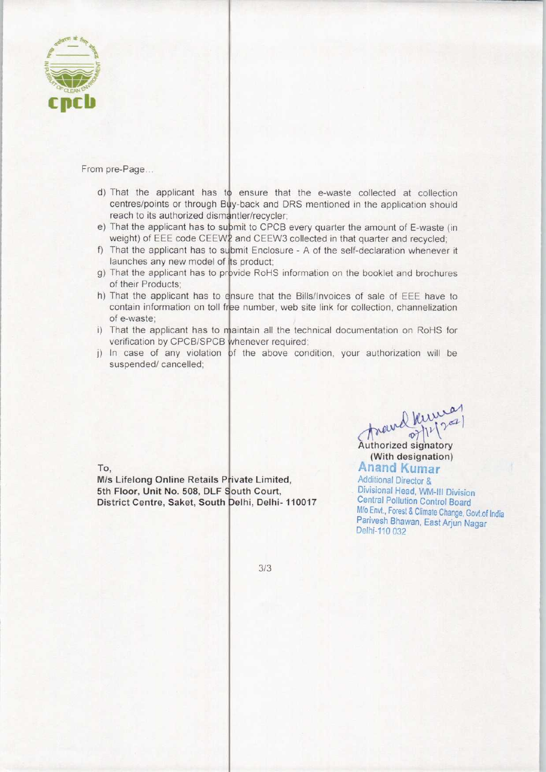From pre-Page...

d) That the applicant has to ensure that the e-waste collected at collection centres/points or through Buy-back and DRS mentioned in the application should reach to its authorized dismantler/recycler;
e) That the applicant has to submit to CPCB every quarter the amount of E-waste (in weight) of EEE code CEEW2 and CEEW3 collected in that quarter and recycled;
f) That the applicant has to submit Enclosure - A of the self-declaration whenever it launches any new model of its product;
g) That the applicant has to provide RoHS information on the booklet and brochures of their Products;
h) That the applicant has to ensure that the Bills/Invoices of sale of EEE have to contain information on toll free number, web site link for collection, channelization of e-waste;
i) That the applicant has to maintain all the technical documentation on RoHS for verification by CPCB/SPCB whenever required;
j) In case of any violation of the above condition, your authorization will be suspended/ cancelled;

Anand Kumar
07/12/2021

Authorized signatory
(With designation)

**Anand Kumar**
Additional Director &
Divisional Head, WM-III Division
Central Pollution Control Board
M/o Envt., Forest & Climate Change, Govt.of India
Parivesh Bhawan, East Arjun Nagar
Delhi-110 032

To,
**M/s Lifelong Online Retails Private Limited,**
**5th Floor, Unit No. 508, DLF South Court,**
**District Centre, Saket, South Delhi, Delhi- 110017**